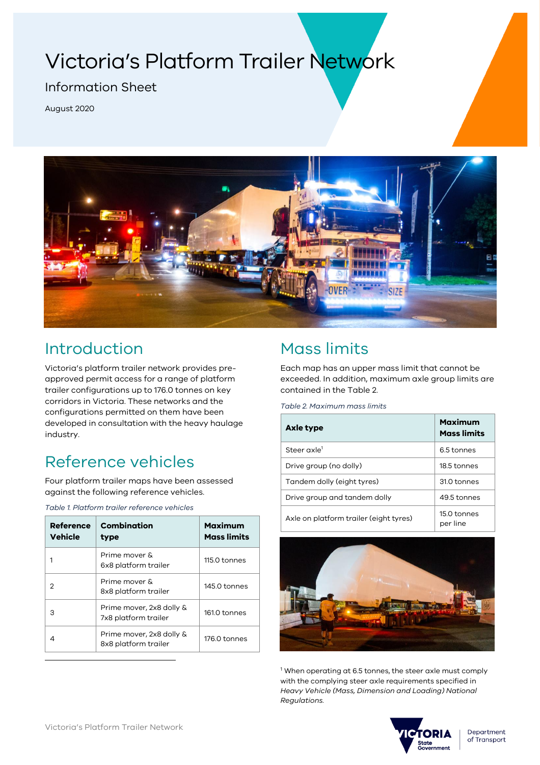# Victoria's Platform Trailer Network

## Information Sheet

August 2020

## Introduction

Victoria's platform trailer network provides pre-approved permit access for a range of platform trailer configurations up to 176.0 tonnes on key corridors in Victoria. These networks and the configurations permitted on them have been developed in consultation with the heavy haulage industry.

## Reference vehicles

Four platform trailer maps have been assessed against the following reference vehicles.

*Table 1. Platform trailer reference vehicles*

| Reference Vehicle | Combination type | Maximum Mass limits |
|---|---|---|
| 1 | Prime mover & 6x8 platform trailer | 115.0 tonnes |
| 2 | Prime mover & 8x8 platform trailer | 145.0 tonnes |
| 3 | Prime mover, 2x8 dolly & 7x8 platform trailer | 161.0 tonnes |
| 4 | Prime mover, 2x8 dolly & 8x8 platform trailer | 176.0 tonnes |

## Mass limits

Each map has an upper mass limit that cannot be exceeded. In addition, maximum axle group limits are contained in the Table 2.

*Table 2. Maximum mass limits*

| Axle type | Maximum Mass limits |
|---|---|
| Steer axle[1] | 6.5 tonnes |
| Drive group (no dolly) | 18.5 tonnes |
| Tandem dolly (eight tyres) | 31.0 tonnes |
| Drive group and tandem dolly | 49.5 tonnes |
| Axle on platform trailer (eight tyres) | 15.0 tonnes per line |

[1] When operating at 6.5 tonnes, the steer axle must comply with the complying steer axle requirements specified in *Heavy Vehicle (Mass, Dimension and Loading) National Regulations.*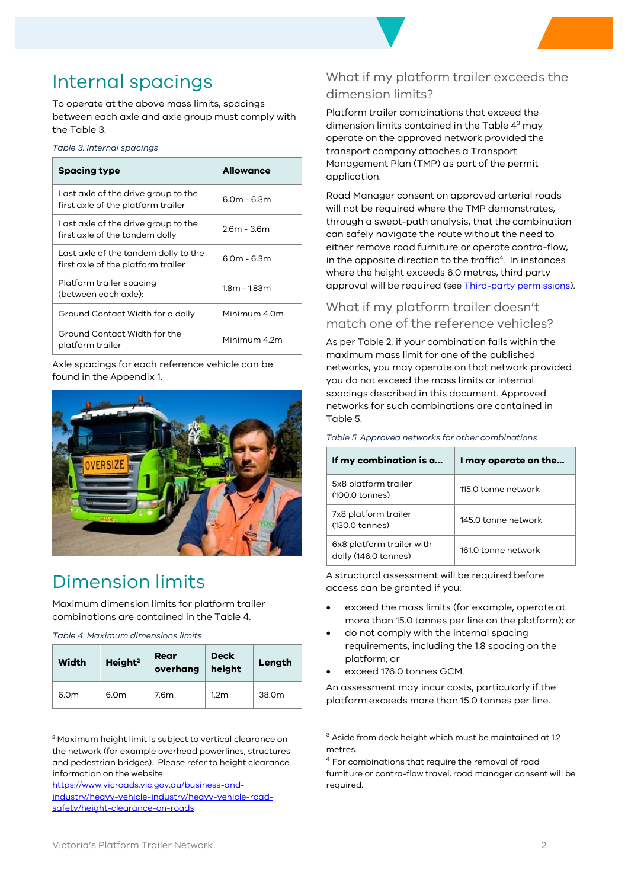## Internal spacings

To operate at the above mass limits, spacings between each axle and axle group must comply with the Table 3.

*Table 3. Internal spacings*

| Spacing type | Allowance |
|---|---|
| Last axle of the drive group to the first axle of the platform trailer | 6.0m - 6.3m |
| Last axle of the drive group to the first axle of the tandem dolly | 2.6m - 3.6m |
| Last axle of the tandem dolly to the first axle of the platform trailer | 6.0m - 6.3m |
| Platform trailer spacing (between each axle): | 1.8m - 1.83m |
| Ground Contact Width for a dolly | Minimum 4.0m |
| Ground Contact Width for the platform trailer | Minimum 4.2m |

Axle spacings for each reference vehicle can be found in the Appendix 1.

## Dimension limits

Maximum dimension limits for platform trailer combinations are contained in the Table 4.

*Table 4. Maximum dimensions limits*

| Width | Height[2] | Rear overhang | Deck height | Length |
|---|---|---|---|---|
| 6.0m | 6.0m | 7.6m | 1.2m | 38.0m |

[2] Maximum height limit is subject to vertical clearance on the network (for example overhead powerlines, structures and pedestrian bridges). Please refer to height clearance information on the website: https://www.vicroads.vic.gov.au/business-and-industry/heavy-vehicle-industry/heavy-vehicle-road-safety/height-clearance-on-roads

### What if my platform trailer exceeds the dimension limits?

Platform trailer combinations that exceed the dimension limits contained in the Table 4[3] may operate on the approved network provided the transport company attaches a Transport Management Plan (TMP) as part of the permit application.

Road Manager consent on approved arterial roads will not be required where the TMP demonstrates, through a swept-path analysis, that the combination can safely navigate the route without the need to either remove road furniture or operate contra-flow, in the opposite direction to the traffic[4]. In instances where the height exceeds 6.0 metres, third party approval will be required (see Third-party permissions).

### What if my platform trailer doesn't match one of the reference vehicles?

As per Table 2, if your combination falls within the maximum mass limit for one of the published networks, you may operate on that network provided you do not exceed the mass limits or internal spacings described in this document. Approved networks for such combinations are contained in Table 5.

*Table 5. Approved networks for other combinations*

| If my combination is a... | I may operate on the... |
|---|---|
| 5x8 platform trailer (100.0 tonnes) | 115.0 tonne network |
| 7x8 platform trailer (130.0 tonnes) | 145.0 tonne network |
| 6x8 platform trailer with dolly (146.0 tonnes) | 161.0 tonne network |

A structural assessment will be required before access can be granted if you:

- exceed the mass limits (for example, operate at more than 15.0 tonnes per line on the platform); or
- do not comply with the internal spacing requirements, including the 1.8 spacing on the platform; or
- exceed 176.0 tonnes GCM.

An assessment may incur costs, particularly if the platform exceeds more than 15.0 tonnes per line.

[3] Aside from deck height which must be maintained at 1.2 metres.

[4] For combinations that require the removal of road furniture or contra-flow travel, road manager consent will be required.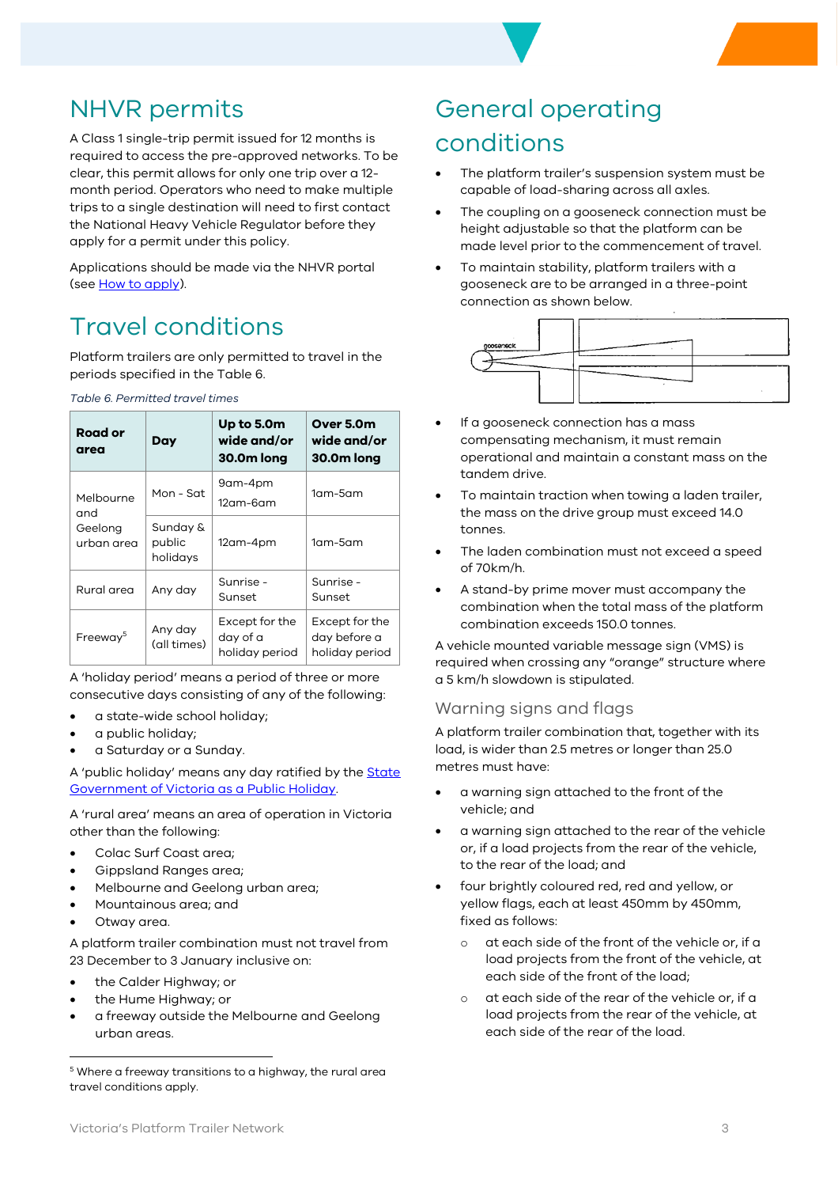## NHVR permits

A Class 1 single-trip permit issued for 12 months is required to access the pre-approved networks. To be clear, this permit allows for only one trip over a 12-month period. Operators who need to make multiple trips to a single destination will need to first contact the National Heavy Vehicle Regulator before they apply for a permit under this policy.

Applications should be made via the NHVR portal (see How to apply).

## Travel conditions

Platform trailers are only permitted to travel in the periods specified in the Table 6.

*Table 6. Permitted travel times*

| Road or area | Day | Up to 5.0m wide and/or 30.0m long | Over 5.0m wide and/or 30.0m long |
|---|---|---|---|
| Melbourne and Geelong urban area | Mon - Sat | 9am-4pm<br>12am-6am | 1am-5am |
| | Sunday & public holidays | 12am-4pm | 1am-5am |
| Rural area | Any day | Sunrise - Sunset | Sunrise - Sunset |
| Freeway[5] | Any day (all times) | Except for the day of a holiday period | Except for the day before a holiday period |

A 'holiday period' means a period of three or more consecutive days consisting of any of the following:

- a state-wide school holiday;
- a public holiday;
- a Saturday or a Sunday.

A 'public holiday' means any day ratified by the State Government of Victoria as a Public Holiday.

A 'rural area' means an area of operation in Victoria other than the following:

- Colac Surf Coast area;
- Gippsland Ranges area;
- Melbourne and Geelong urban area;
- Mountainous area; and
- Otway area.

A platform trailer combination must not travel from 23 December to 3 January inclusive on:

- the Calder Highway; or
- the Hume Highway; or
- a freeway outside the Melbourne and Geelong urban areas.

[5] Where a freeway transitions to a highway, the rural area travel conditions apply.

## General operating conditions

- The platform trailer's suspension system must be capable of load-sharing across all axles.
- The coupling on a gooseneck connection must be height adjustable so that the platform can be made level prior to the commencement of travel.
- To maintain stability, platform trailers with a gooseneck are to be arranged in a three-point connection as shown below.

- If a gooseneck connection has a mass compensating mechanism, it must remain operational and maintain a constant mass on the tandem drive.
- To maintain traction when towing a laden trailer, the mass on the drive group must exceed 14.0 tonnes.
- The laden combination must not exceed a speed of 70km/h.
- A stand-by prime mover must accompany the combination when the total mass of the platform combination exceeds 150.0 tonnes.

A vehicle mounted variable message sign (VMS) is required when crossing any "orange" structure where a 5 km/h slowdown is stipulated.

### Warning signs and flags

A platform trailer combination that, together with its load, is wider than 2.5 metres or longer than 25.0 metres must have:

- a warning sign attached to the front of the vehicle; and
- a warning sign attached to the rear of the vehicle or, if a load projects from the rear of the vehicle, to the rear of the load; and
- four brightly coloured red, red and yellow, or yellow flags, each at least 450mm by 450mm, fixed as follows:
  - at each side of the front of the vehicle or, if a load projects from the front of the vehicle, at each side of the front of the load;
  - at each side of the rear of the vehicle or, if a load projects from the rear of the vehicle, at each side of the rear of the load.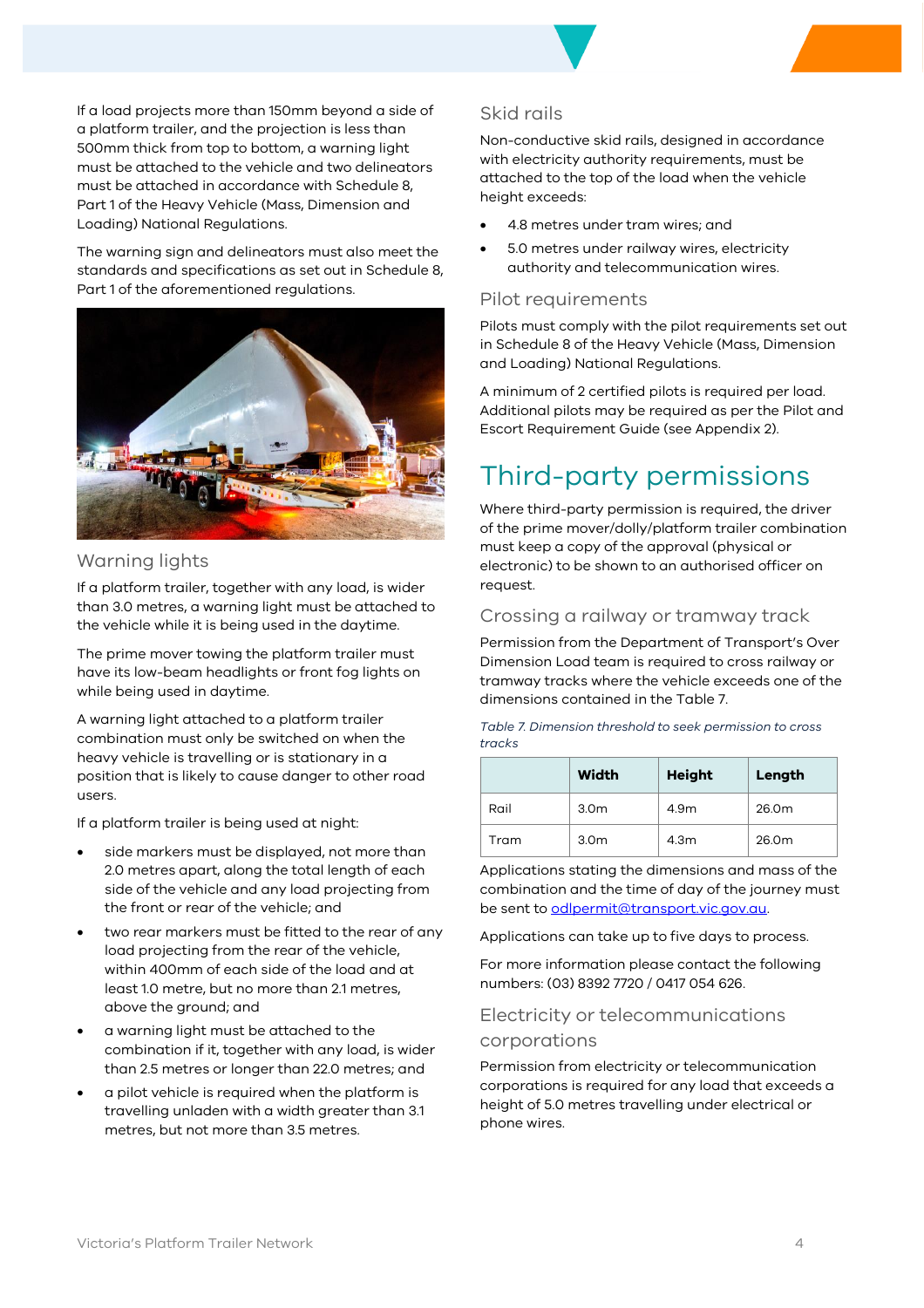If a load projects more than 150mm beyond a side of a platform trailer, and the projection is less than 500mm thick from top to bottom, a warning light must be attached to the vehicle and two delineators must be attached in accordance with Schedule 8, Part 1 of the Heavy Vehicle (Mass, Dimension and Loading) National Regulations.

The warning sign and delineators must also meet the standards and specifications as set out in Schedule 8, Part 1 of the aforementioned regulations.

### Warning lights

If a platform trailer, together with any load, is wider than 3.0 metres, a warning light must be attached to the vehicle while it is being used in the daytime.

The prime mover towing the platform trailer must have its low-beam headlights or front fog lights on while being used in daytime.

A warning light attached to a platform trailer combination must only be switched on when the heavy vehicle is travelling or is stationary in a position that is likely to cause danger to other road users.

If a platform trailer is being used at night:

- side markers must be displayed, not more than 2.0 metres apart, along the total length of each side of the vehicle and any load projecting from the front or rear of the vehicle; and
- two rear markers must be fitted to the rear of any load projecting from the rear of the vehicle, within 400mm of each side of the load and at least 1.0 metre, but no more than 2.1 metres, above the ground; and
- a warning light must be attached to the combination if it, together with any load, is wider than 2.5 metres or longer than 22.0 metres; and
- a pilot vehicle is required when the platform is travelling unladen with a width greater than 3.1 metres, but not more than 3.5 metres.

### Skid rails

Non-conductive skid rails, designed in accordance with electricity authority requirements, must be attached to the top of the load when the vehicle height exceeds:

- 4.8 metres under tram wires; and
- 5.0 metres under railway wires, electricity authority and telecommunication wires.

### Pilot requirements

Pilots must comply with the pilot requirements set out in Schedule 8 of the Heavy Vehicle (Mass, Dimension and Loading) National Regulations.

A minimum of 2 certified pilots is required per load. Additional pilots may be required as per the Pilot and Escort Requirement Guide (see Appendix 2).

## Third-party permissions

Where third-party permission is required, the driver of the prime mover/dolly/platform trailer combination must keep a copy of the approval (physical or electronic) to be shown to an authorised officer on request.

### Crossing a railway or tramway track

Permission from the Department of Transport's Over Dimension Load team is required to cross railway or tramway tracks where the vehicle exceeds one of the dimensions contained in the Table 7.

*Table 7. Dimension threshold to seek permission to cross tracks*

| | Width | Height | Length |
|---|---|---|---|
| Rail | 3.0m | 4.9m | 26.0m |
| Tram | 3.0m | 4.3m | 26.0m |

Applications stating the dimensions and mass of the combination and the time of day of the journey must be sent to odlpermit@transport.vic.gov.au.

Applications can take up to five days to process.

For more information please contact the following numbers: (03) 8392 7720 / 0417 054 626.

### Electricity or telecommunications corporations

Permission from electricity or telecommunication corporations is required for any load that exceeds a height of 5.0 metres travelling under electrical or phone wires.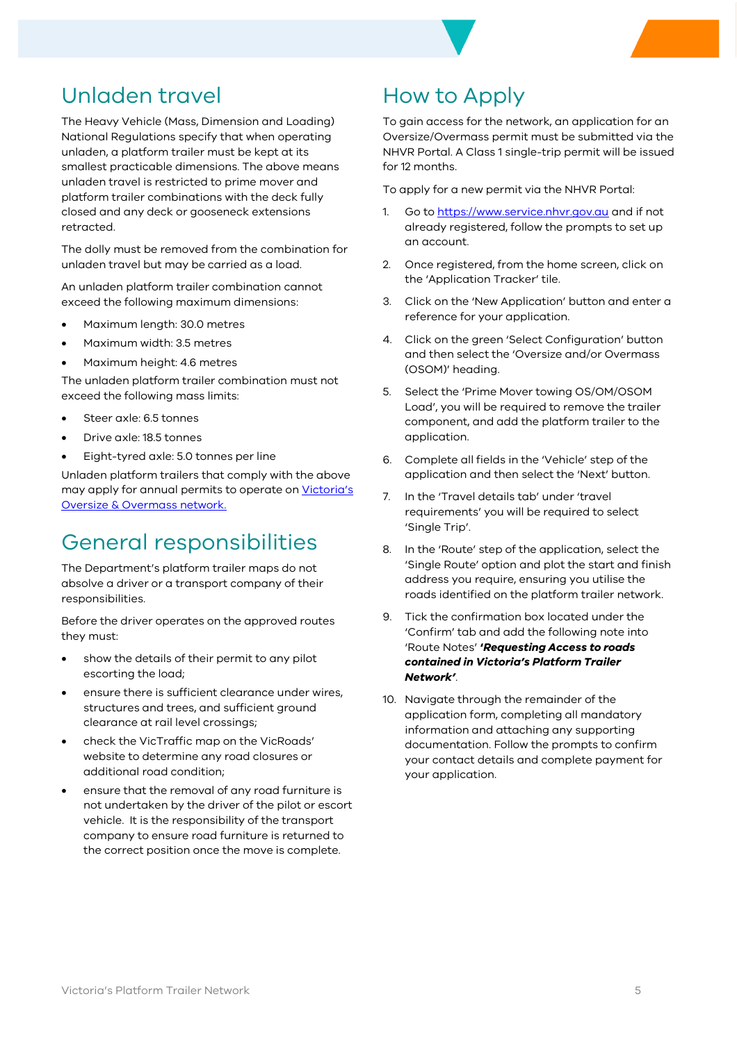## Unladen travel

The Heavy Vehicle (Mass, Dimension and Loading) National Regulations specify that when operating unladen, a platform trailer must be kept at its smallest practicable dimensions. The above means unladen travel is restricted to prime mover and platform trailer combinations with the deck fully closed and any deck or gooseneck extensions retracted.

The dolly must be removed from the combination for unladen travel but may be carried as a load.

An unladen platform trailer combination cannot exceed the following maximum dimensions:

- Maximum length: 30.0 metres
- Maximum width: 3.5 metres
- Maximum height: 4.6 metres

The unladen platform trailer combination must not exceed the following mass limits:

- Steer axle: 6.5 tonnes
- Drive axle: 18.5 tonnes
- Eight-tyred axle: 5.0 tonnes per line

Unladen platform trailers that comply with the above may apply for annual permits to operate on [Victoria's Oversize & Overmass network.]

## General responsibilities

The Department's platform trailer maps do not absolve a driver or a transport company of their responsibilities.

Before the driver operates on the approved routes they must:

- show the details of their permit to any pilot escorting the load;
- ensure there is sufficient clearance under wires, structures and trees, and sufficient ground clearance at rail level crossings;
- check the VicTraffic map on the VicRoads' website to determine any road closures or additional road condition;
- ensure that the removal of any road furniture is not undertaken by the driver of the pilot or escort vehicle. It is the responsibility of the transport company to ensure road furniture is returned to the correct position once the move is complete.

## How to Apply

To gain access for the network, an application for an Oversize/Overmass permit must be submitted via the NHVR Portal. A Class 1 single-trip permit will be issued for 12 months.

To apply for a new permit via the NHVR Portal:

1. Go to https://www.service.nhvr.gov.au and if not already registered, follow the prompts to set up an account.
2. Once registered, from the home screen, click on the 'Application Tracker' tile.
3. Click on the 'New Application' button and enter a reference for your application.
4. Click on the green 'Select Configuration' button and then select the 'Oversize and/or Overmass (OSOM)' heading.
5. Select the 'Prime Mover towing OS/OM/OSOM Load', you will be required to remove the trailer component, and add the platform trailer to the application.
6. Complete all fields in the 'Vehicle' step of the application and then select the 'Next' button.
7. In the 'Travel details tab' under 'travel requirements' you will be required to select 'Single Trip'.
8. In the 'Route' step of the application, select the 'Single Route' option and plot the start and finish address you require, ensuring you utilise the roads identified on the platform trailer network.
9. Tick the confirmation box located under the 'Confirm' tab and add the following note into 'Route Notes' ***'Requesting Access to roads contained in Victoria's Platform Trailer Network'***.
10. Navigate through the remainder of the application form, completing all mandatory information and attaching any supporting documentation. Follow the prompts to confirm your contact details and complete payment for your application.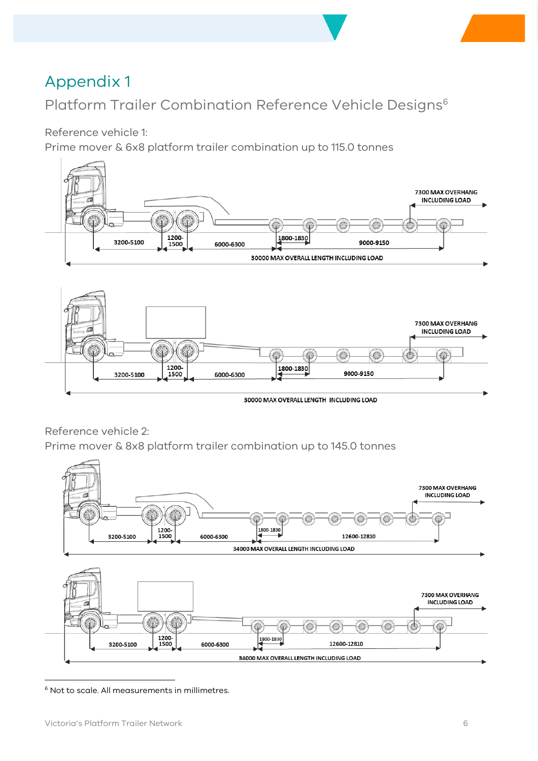# Appendix 1

## Platform Trailer Combination Reference Vehicle Designs[6]

Reference vehicle 1:
Prime mover & 6x8 platform trailer combination up to 115.0 tonnes

3200-5100 | 1200-1500 | 6000-6300 | 1800-1830 | 9000-9150

7300 MAX OVERHANG INCLUDING LOAD

30000 MAX OVERALL LENGTH INCLUDING LOAD

3200-5100 | 1200-1500 | 6000-6300 | 1800-1830 | 9000-9150

7300 MAX OVERHANG INCLUDING LOAD

30000 MAX OVERALL LENGTH INCLUDING LOAD

Reference vehicle 2:
Prime mover & 8x8 platform trailer combination up to 145.0 tonnes

3200-5100 | 1200-1500 | 6000-6300 | 1800-1830 | 12600-12810

7300 MAX OVERHANG INCLUDING LOAD

34000 MAX OVERALL LENGTH INCLUDING LOAD

3200-5100 | 1200-1500 | 6000-6300 | 1800-1830 | 12600-12810

7300 MAX OVERHANG INCLUDING LOAD

34000 MAX OVERALL LENGTH INCLUDING LOAD

---

[6] Not to scale. All measurements in millimetres.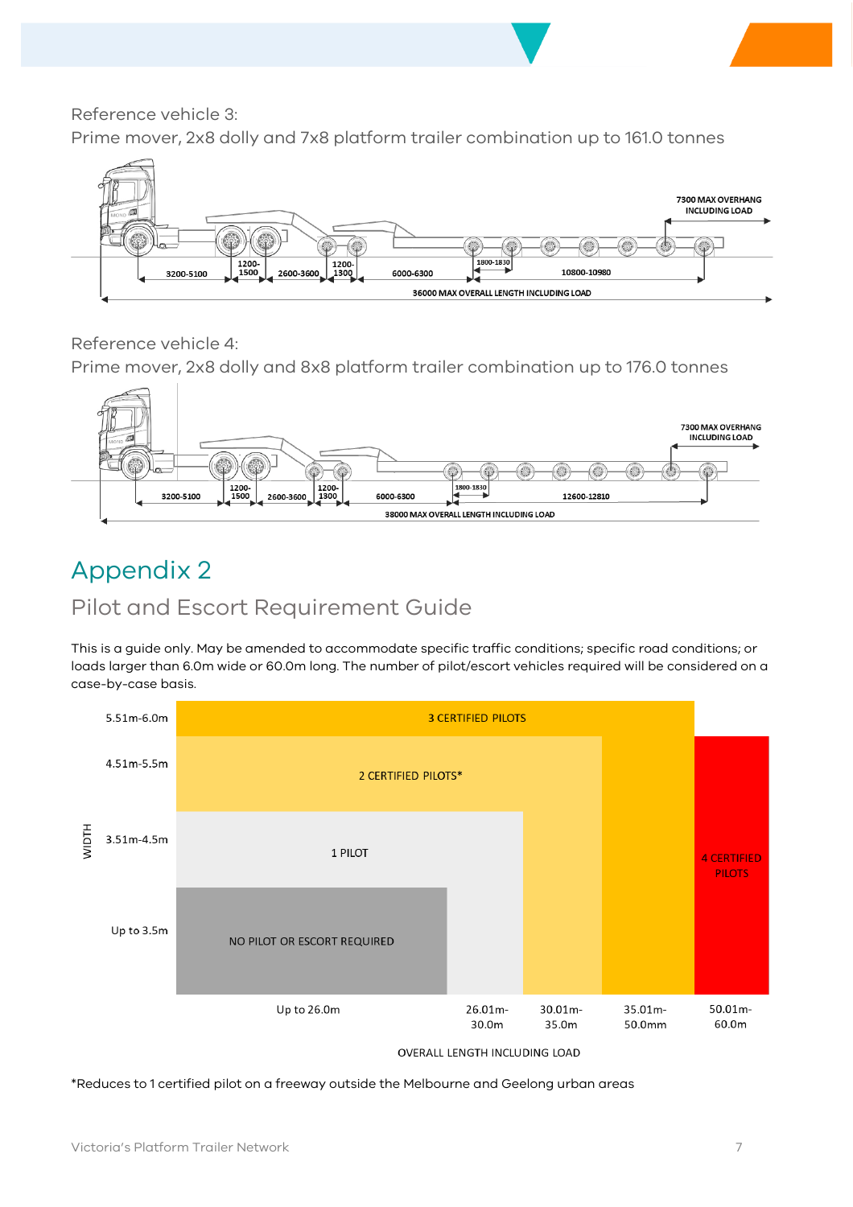Reference vehicle 3:

Prime mover, 2x8 dolly and 7x8 platform trailer combination up to 161.0 tonnes

7300 MAX OVERHANG INCLUDING LOAD

3200-5100
1200-1500
2600-3600
1200-1300
6000-6300
1800-1830
10800-10980

36000 MAX OVERALL LENGTH INCLUDING LOAD

Reference vehicle 4:

Prime mover, 2x8 dolly and 8x8 platform trailer combination up to 176.0 tonnes

7300 MAX OVERHANG INCLUDING LOAD

3200-5100
1200-1500
2600-3600
1200-1300
6000-6300
1800-1830
12600-12810

38000 MAX OVERALL LENGTH INCLUDING LOAD

# Appendix 2

## Pilot and Escort Requirement Guide

This is a guide only. May be amended to accommodate specific traffic conditions; specific road conditions; or loads larger than 6.0m wide or 60.0m long. The number of pilot/escort vehicles required will be considered on a case-by-case basis.

WIDTH

5.51m-6.0m
4.51m-5.5m
3.51m-4.5m
Up to 3.5m

3 CERTIFIED PILOTS
2 CERTIFIED PILOTS*
1 PILOT
NO PILOT OR ESCORT REQUIRED
4 CERTIFIED PILOTS

Up to 26.0m
26.01m-30.0m
30.01m-35.0m
35.01m-50.0mm
50.01m-60.0m

OVERALL LENGTH INCLUDING LOAD

*Reduces to 1 certified pilot on a freeway outside the Melbourne and Geelong urban areas